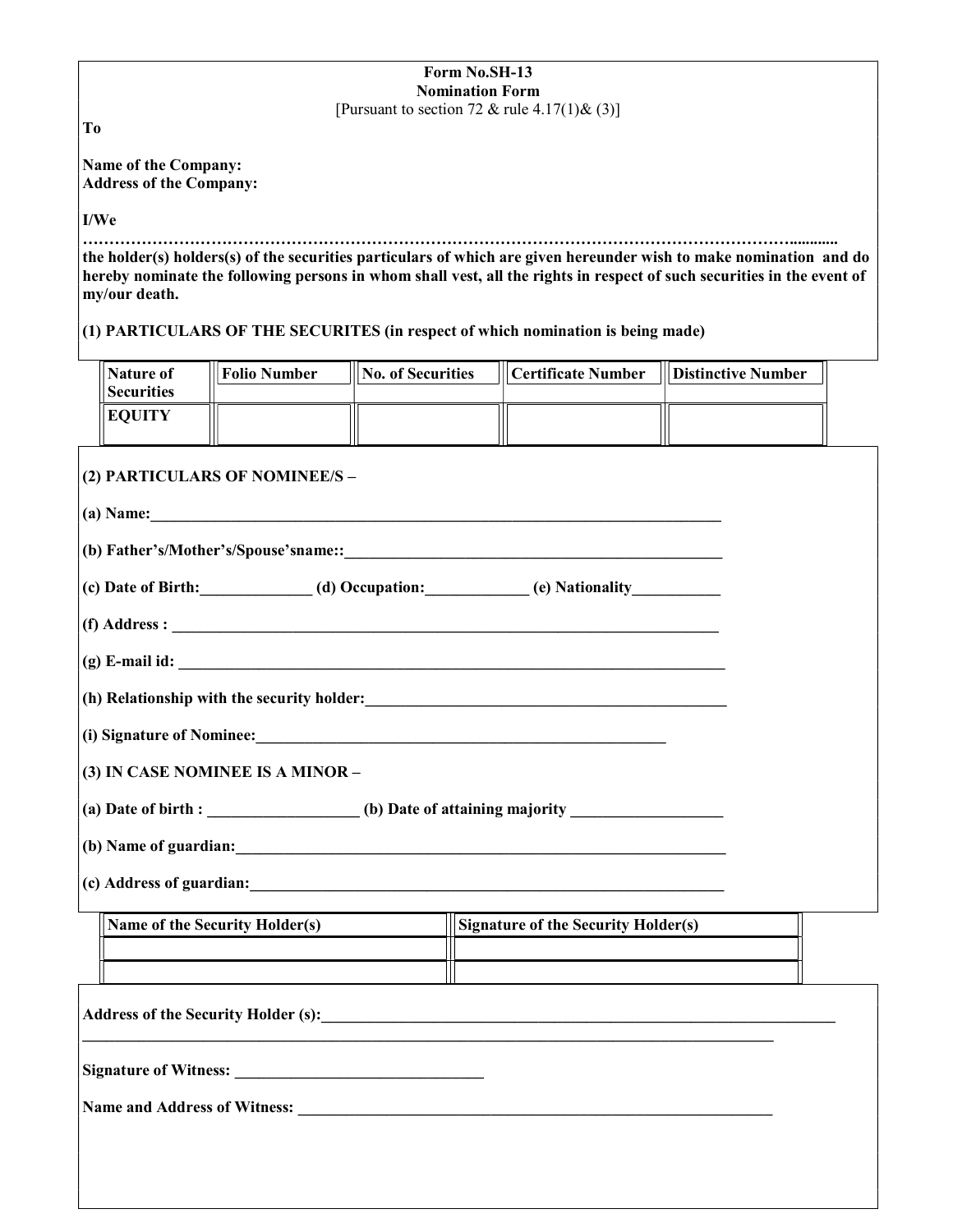**Form No.SH-13**
**Nomination Form**
[Pursuant to section 72 & rule 4.17(1)& (3)]

**To**

**Name of the Company:**
**Address of the Company:**

**I/We**

**…………………………………………………………………………………………………………………………............**
**the holder(s) holders(s) of the securities particulars of which are given hereunder wish to make nomination and do hereby nominate the following persons in whom shall vest, all the rights in respect of such securities in the event of my/our death.**

**(1) PARTICULARS OF THE SECURITES (in respect of which nomination is being made)**

| Nature of Securities | Folio Number | No. of Securities | Certificate Number | Distinctive Number |
|---|---|---|---|---|
| EQUITY | | | | |

**(2) PARTICULARS OF NOMINEE/S –**

**(a) Name:**______________________________________________________________________

**(b) Father's/Mother's/Spouse'sname::**______________________________________________

**(c) Date of Birth:**______________ **(d) Occupation:**_____________ **(e) Nationality**___________

**(f) Address :** ____________________________________________________________________

**(g) E-mail id:** ____________________________________________________________________

**(h) Relationship with the security holder:**_____________________________________________

**(i) Signature of Nominee:**_____________________________________________________

**(3) IN CASE NOMINEE IS A MINOR –**

**(a) Date of birth :** ___________________ **(b) Date of attaining majority** ___________________

**(b) Name of guardian:**_______________________________________________________________

**(c) Address of guardian:**_____________________________________________________________

| Name of the Security Holder(s) | Signature of the Security Holder(s) |
|---|---|
| | |
| | |

**Address of the Security Holder (s):**_________________________________________________________
____________________________________________________________________________________________

**Signature of Witness:** _______________________________

**Name and Address of Witness:** _____________________________________________________________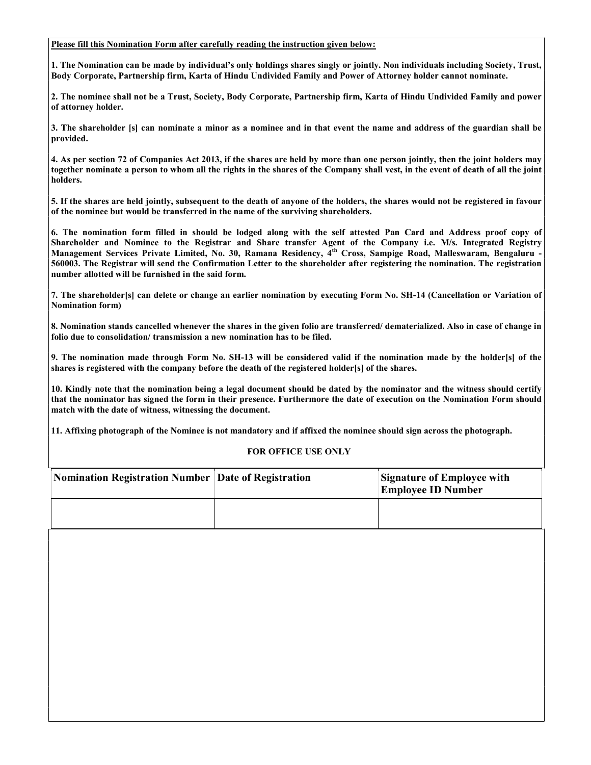**Please fill this Nomination Form after carefully reading the instruction given below:**

**1. The Nomination can be made by individual's only holdings shares singly or jointly. Non individuals including Society, Trust, Body Corporate, Partnership firm, Karta of Hindu Undivided Family and Power of Attorney holder cannot nominate.**

**2. The nominee shall not be a Trust, Society, Body Corporate, Partnership firm, Karta of Hindu Undivided Family and power of attorney holder.**

**3. The shareholder [s] can nominate a minor as a nominee and in that event the name and address of the guardian shall be provided.**

**4. As per section 72 of Companies Act 2013, if the shares are held by more than one person jointly, then the joint holders may together nominate a person to whom all the rights in the shares of the Company shall vest, in the event of death of all the joint holders.**

**5. If the shares are held jointly, subsequent to the death of anyone of the holders, the shares would not be registered in favour of the nominee but would be transferred in the name of the surviving shareholders.**

**6. The nomination form filled in should be lodged along with the self attested Pan Card and Address proof copy of Shareholder and Nominee to the Registrar and Share transfer Agent of the Company i.e. M/s. Integrated Registry Management Services Private Limited, No. 30, Ramana Residency, 4th Cross, Sampige Road, Malleswaram, Bengaluru - 560003. The Registrar will send the Confirmation Letter to the shareholder after registering the nomination. The registration number allotted will be furnished in the said form.**

**7. The shareholder[s] can delete or change an earlier nomination by executing Form No. SH-14 (Cancellation or Variation of Nomination form)**

**8. Nomination stands cancelled whenever the shares in the given folio are transferred/ dematerialized. Also in case of change in folio due to consolidation/ transmission a new nomination has to be filed.**

**9. The nomination made through Form No. SH-13 will be considered valid if the nomination made by the holder[s] of the shares is registered with the company before the death of the registered holder[s] of the shares.**

**10. Kindly note that the nomination being a legal document should be dated by the nominator and the witness should certify that the nominator has signed the form in their presence. Furthermore the date of execution on the Nomination Form should match with the date of witness, witnessing the document.**

**11. Affixing photograph of the Nominee is not mandatory and if affixed the nominee should sign across the photograph.**

**FOR OFFICE USE ONLY**

| Nomination Registration Number | Date of Registration | Signature of Employee with Employee ID Number |
|---|---|---|
| | | |